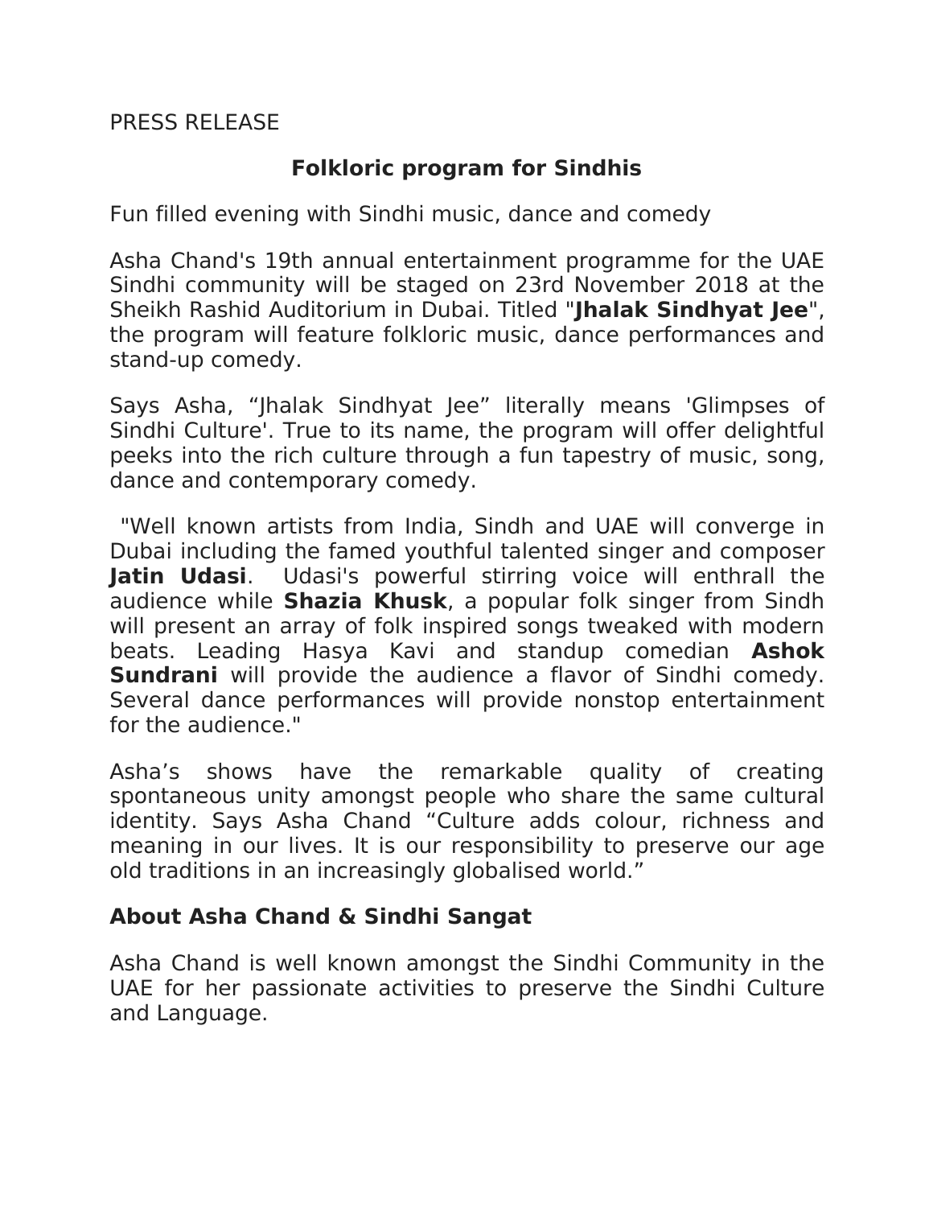PRESS RELEASE

# Folkloric program for Sindhis

Fun filled evening with Sindhi music, dance and comedy

Asha Chand's 19th annual entertainment programme for the UAE Sindhi community will be staged on 23rd November 2018 at the Sheikh Rashid Auditorium in Dubai. Titled "**Jhalak Sindhyat Jee**", the program will feature folkloric music, dance performances and stand-up comedy.

Says Asha, “Jhalak Sindhyat Jee” literally means 'Glimpses of Sindhi Culture'. True to its name, the program will offer delightful peeks into the rich culture through a fun tapestry of music, song, dance and contemporary comedy.

"Well known artists from India, Sindh and UAE will converge in Dubai including the famed youthful talented singer and composer **Jatin Udasi**. Udasi's powerful stirring voice will enthrall the audience while **Shazia Khusk**, a popular folk singer from Sindh will present an array of folk inspired songs tweaked with modern beats. Leading Hasya Kavi and standup comedian **Ashok Sundrani** will provide the audience a flavor of Sindhi comedy. Several dance performances will provide nonstop entertainment for the audience."

Asha’s shows have the remarkable quality of creating spontaneous unity amongst people who share the same cultural identity. Says Asha Chand “Culture adds colour, richness and meaning in our lives. It is our responsibility to preserve our age old traditions in an increasingly globalised world.”

## About Asha Chand & Sindhi Sangat

Asha Chand is well known amongst the Sindhi Community in the UAE for her passionate activities to preserve the Sindhi Culture and Language.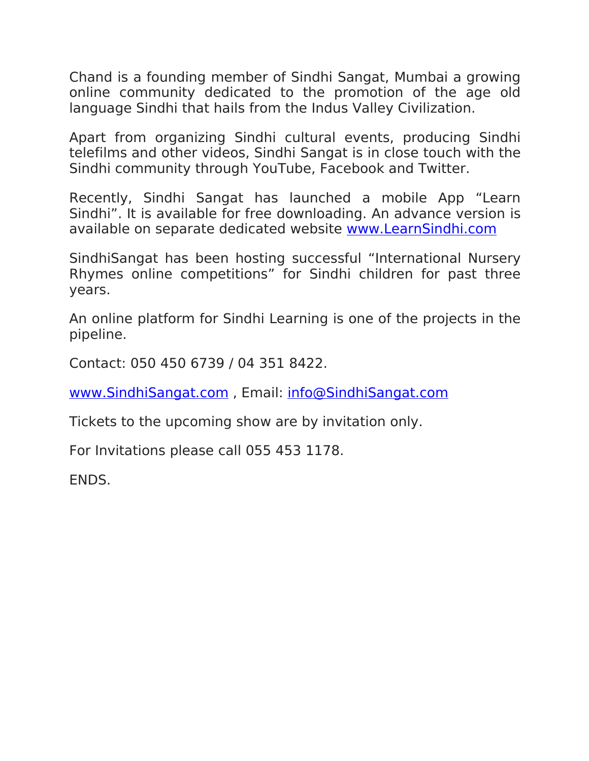Chand is a founding member of Sindhi Sangat, Mumbai a growing online community dedicated to the promotion of the age old language Sindhi that hails from the Indus Valley Civilization.

Apart from organizing Sindhi cultural events, producing Sindhi telefilms and other videos, Sindhi Sangat is in close touch with the Sindhi community through YouTube, Facebook and Twitter.

Recently, Sindhi Sangat has launched a mobile App “Learn Sindhi”. It is available for free downloading. An advance version is available on separate dedicated website www.LearnSindhi.com

SindhiSangat has been hosting successful “International Nursery Rhymes online competitions” for Sindhi children for past three years.

An online platform for Sindhi Learning is one of the projects in the pipeline.

Contact: 050 450 6739 / 04 351 8422.

www.SindhiSangat.com , Email: info@SindhiSangat.com

Tickets to the upcoming show are by invitation only.

For Invitations please call 055 453 1178.

ENDS.